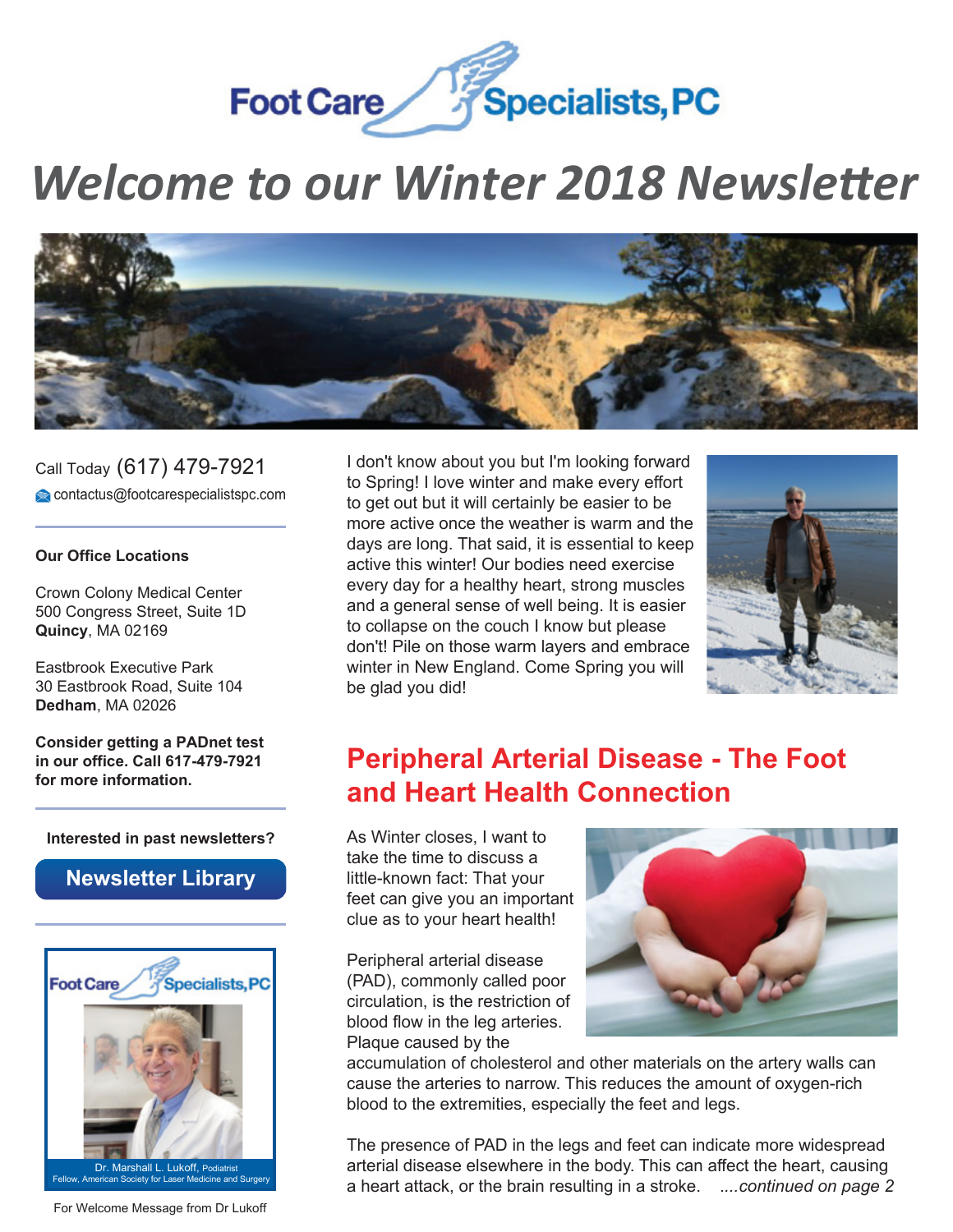Foot Care Specialists, PC

# Welcome to our Winter 2018 Newsletter

Call Today (617) 479-7921

contactus@footcarespecialistspc.com

**Our Office Locations**

Crown Colony Medical Center
500 Congress Street, Suite 1D
**Quincy**, MA 02169

Eastbrook Executive Park
30 Eastbrook Road, Suite 104
**Dedham**, MA 02026

**Consider getting a PADnet test in our office. Call 617-479-7921 for more information.**

**Interested in past newsletters?**

**Newsletter Library**

Foot Care Specialists, PC

Dr. Marshall L. Lukoff, Podiatrist
Fellow, American Society for Laser Medicine and Surgery

For Welcome Message from Dr Lukoff

I don't know about you but I'm looking forward to Spring! I love winter and make every effort to get out but it will certainly be easier to be more active once the weather is warm and the days are long. That said, it is essential to keep active this winter! Our bodies need exercise every day for a healthy heart, strong muscles and a general sense of well being. It is easier to collapse on the couch I know but please don't! Pile on those warm layers and embrace winter in New England. Come Spring you will be glad you did!

## Peripheral Arterial Disease - The Foot and Heart Health Connection

As Winter closes, I want to take the time to discuss a little-known fact: That your feet can give you an important clue as to your heart health!

Peripheral arterial disease (PAD), commonly called poor circulation, is the restriction of blood flow in the leg arteries. Plaque caused by the accumulation of cholesterol and other materials on the artery walls can cause the arteries to narrow. This reduces the amount of oxygen-rich blood to the extremities, especially the feet and legs.

The presence of PAD in the legs and feet can indicate more widespread arterial disease elsewhere in the body. This can affect the heart, causing a heart attack, or the brain resulting in a stroke. *....continued on page 2*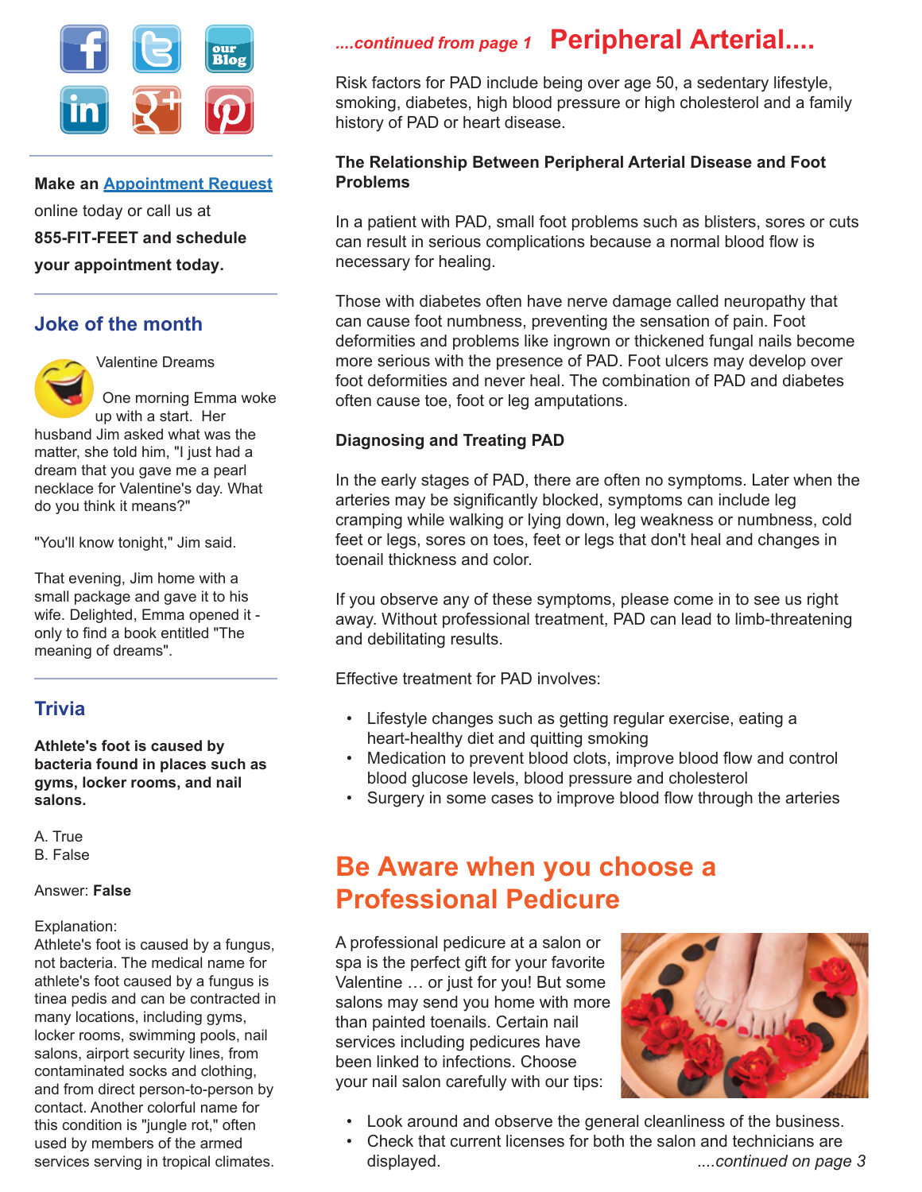Make an Appointment Request online today or call us at **855-FIT-FEET and schedule your appointment today.**

## Joke of the month

Valentine Dreams

One morning Emma woke up with a start. Her husband Jim asked what was the matter, she told him, "I just had a dream that you gave me a pearl necklace for Valentine's day. What do you think it means?"

"You'll know tonight," Jim said.

That evening, Jim home with a small package and gave it to his wife. Delighted, Emma opened it - only to find a book entitled "The meaning of dreams".

## Trivia

**Athlete's foot is caused by bacteria found in places such as gyms, locker rooms, and nail salons.**

A. True
B. False

Answer: **False**

Explanation:
Athlete's foot is caused by a fungus, not bacteria. The medical name for athlete's foot caused by a fungus is tinea pedis and can be contracted in many locations, including gyms, locker rooms, swimming pools, nail salons, airport security lines, from contaminated socks and clothing, and from direct person-to-person by contact. Another colorful name for this condition is "jungle rot," often used by members of the armed services serving in tropical climates.

*....continued from page 1*

## Peripheral Arterial....

Risk factors for PAD include being over age 50, a sedentary lifestyle, smoking, diabetes, high blood pressure or high cholesterol and a family history of PAD or heart disease.

**The Relationship Between Peripheral Arterial Disease and Foot Problems**

In a patient with PAD, small foot problems such as blisters, sores or cuts can result in serious complications because a normal blood flow is necessary for healing.

Those with diabetes often have nerve damage called neuropathy that can cause foot numbness, preventing the sensation of pain. Foot deformities and problems like ingrown or thickened fungal nails become more serious with the presence of PAD. Foot ulcers may develop over foot deformities and never heal. The combination of PAD and diabetes often cause toe, foot or leg amputations.

**Diagnosing and Treating PAD**

In the early stages of PAD, there are often no symptoms. Later when the arteries may be significantly blocked, symptoms can include leg cramping while walking or lying down, leg weakness or numbness, cold feet or legs, sores on toes, feet or legs that don't heal and changes in toenail thickness and color.

If you observe any of these symptoms, please come in to see us right away. Without professional treatment, PAD can lead to limb-threatening and debilitating results.

Effective treatment for PAD involves:

- Lifestyle changes such as getting regular exercise, eating a heart-healthy diet and quitting smoking
- Medication to prevent blood clots, improve blood flow and control blood glucose levels, blood pressure and cholesterol
- Surgery in some cases to improve blood flow through the arteries

## Be Aware when you choose a Professional Pedicure

A professional pedicure at a salon or spa is the perfect gift for your favorite Valentine … or just for you! But some salons may send you home with more than painted toenails. Certain nail services including pedicures have been linked to infections. Choose your nail salon carefully with our tips:

- Look around and observe the general cleanliness of the business.
- Check that current licenses for both the salon and technicians are displayed.

*....continued on page 3*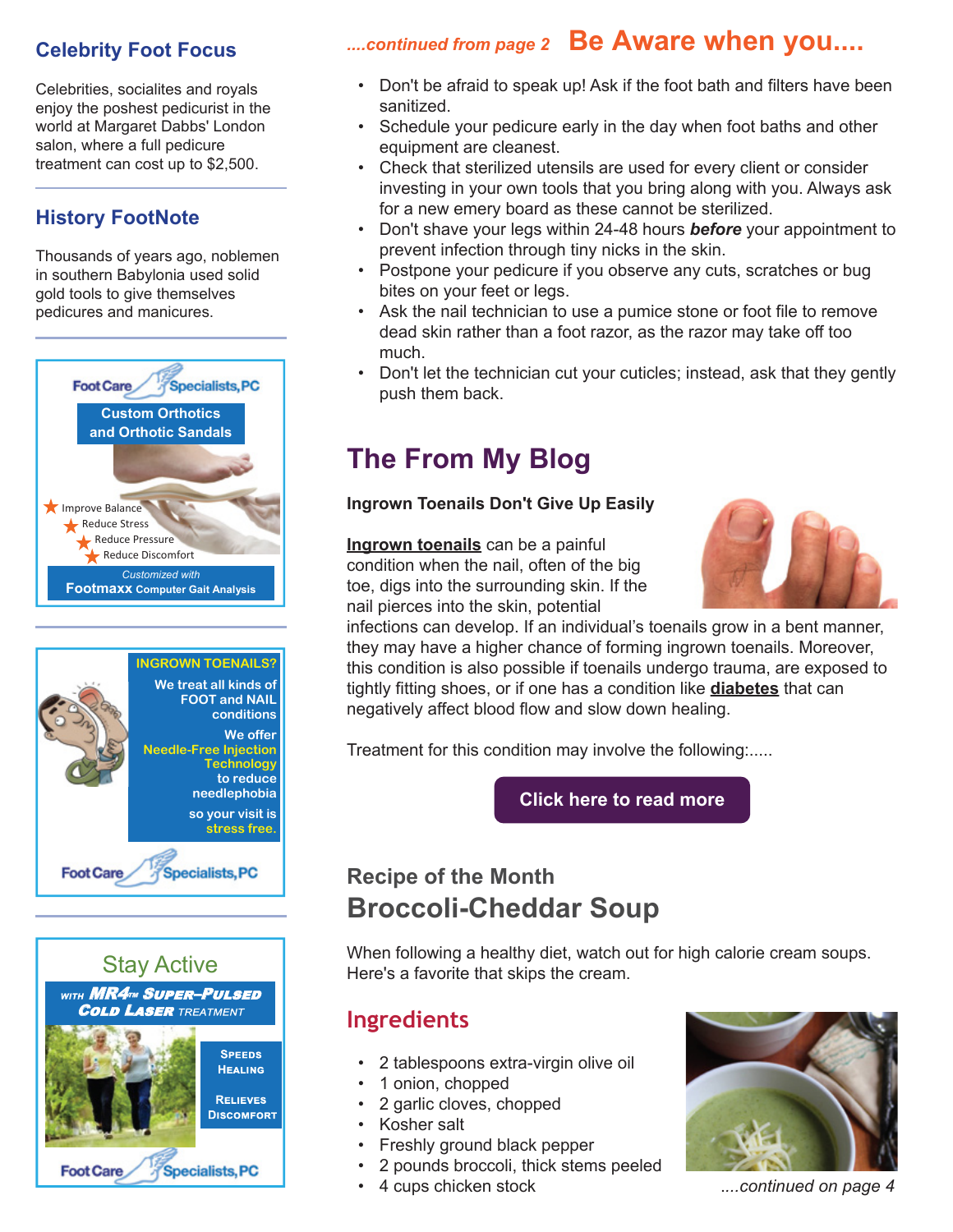## Celebrity Foot Focus

Celebrities, socialites and royals enjoy the poshest pedicurist in the world at Margaret Dabbs' London salon, where a full pedicure treatment can cost up to $2,500.

## History FootNote

Thousands of years ago, noblemen in southern Babylonia used solid gold tools to give themselves pedicures and manicures.

Foot Care Specialists, PC

**Custom Orthotics and Orthotic Sandals**

- Improve Balance
- Reduce Stress
- Reduce Pressure
- Reduce Discomfort

*Customized with*
**Footmaxx Computer Gait Analysis**

**INGROWN TOENAILS?**

**We treat all kinds of FOOT and NAIL conditions**

**We offer Needle-Free Injection Technology to reduce needlephobia so your visit is stress free.**

Foot Care Specialists, PC

Stay Active

**WITH MR4™ SUPER-PULSED COLD LASER TREATMENT**

**SPEEDS HEALING**

**RELIEVES DISCOMFORT**

Foot Care Specialists, PC

*....continued from page 2*

## Be Aware when you....

- Don't be afraid to speak up! Ask if the foot bath and filters have been sanitized.
- Schedule your pedicure early in the day when foot baths and other equipment are cleanest.
- Check that sterilized utensils are used for every client or consider investing in your own tools that you bring along with you. Always ask for a new emery board as these cannot be sterilized.
- Don't shave your legs within 24-48 hours ***before*** your appointment to prevent infection through tiny nicks in the skin.
- Postpone your pedicure if you observe any cuts, scratches or bug bites on your feet or legs.
- Ask the nail technician to use a pumice stone or foot file to remove dead skin rather than a foot razor, as the razor may take off too much.
- Don't let the technician cut your cuticles; instead, ask that they gently push them back.

## The From My Blog

**Ingrown Toenails Don't Give Up Easily**

**Ingrown toenails** can be a painful condition when the nail, often of the big toe, digs into the surrounding skin. If the nail pierces into the skin, potential infections can develop. If an individual's toenails grow in a bent manner, they may have a higher chance of forming ingrown toenails. Moreover, this condition is also possible if toenails undergo trauma, are exposed to tightly fitting shoes, or if one has a condition like **diabetes** that can negatively affect blood flow and slow down healing.

Treatment for this condition may involve the following:.....

**Click here to read more**

### Recipe of the Month

## Broccoli-Cheddar Soup

When following a healthy diet, watch out for high calorie cream soups. Here's a favorite that skips the cream.

### Ingredients

- 2 tablespoons extra-virgin olive oil
- 1 onion, chopped
- 2 garlic cloves, chopped
- Kosher salt
- Freshly ground black pepper
- 2 pounds broccoli, thick stems peeled
- 4 cups chicken stock

*....continued on page 4*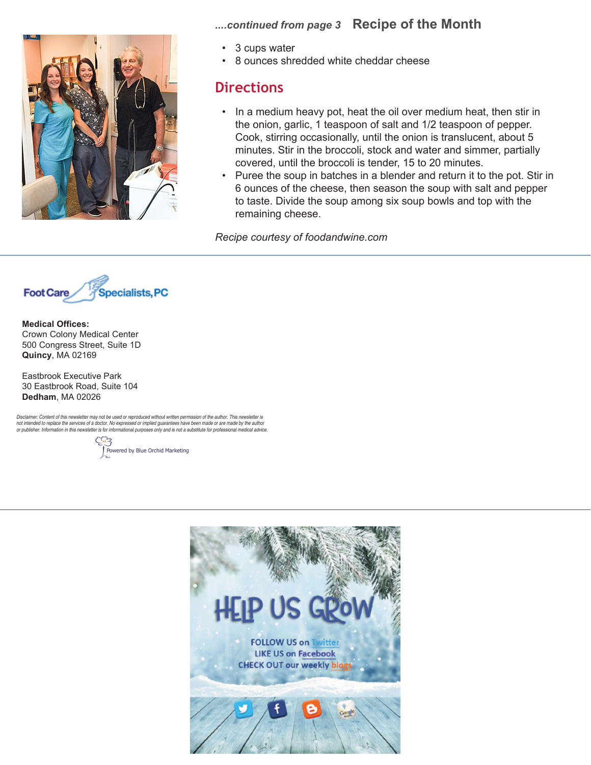*....continued from page 3* **Recipe of the Month**

- 3 cups water
- 8 ounces shredded white cheddar cheese

## Directions

- In a medium heavy pot, heat the oil over medium heat, then stir in the onion, garlic, 1 teaspoon of salt and 1/2 teaspoon of pepper. Cook, stirring occasionally, until the onion is translucent, about 5 minutes. Stir in the broccoli, stock and water and simmer, partially covered, until the broccoli is tender, 15 to 20 minutes.
- Puree the soup in batches in a blender and return it to the pot. Stir in 6 ounces of the cheese, then season the soup with salt and pepper to taste. Divide the soup among six soup bowls and top with the remaining cheese.

*Recipe courtesy of foodandwine.com*

---

Foot Care Specialists, PC

**Medical Offices:**
Crown Colony Medical Center
500 Congress Street, Suite 1D
**Quincy**, MA 02169

Eastbrook Executive Park
30 Eastbrook Road, Suite 104
**Dedham**, MA 02026

*Disclaimer: Content of this newsletter may not be used or reproduced without written permission of the author. This newsletter is not intended to replace the services of a doctor. No expressed or implied guarantees have been made or are made by the author or publisher. Information in this newsletter is for informational purposes only and is not a substitute for professional medical advice.*

Powered by Blue Orchid Marketing

---

HELP US GROW

FOLLOW US on Twitter
LIKE US on Facebook
CHECK OUT our weekly blogs